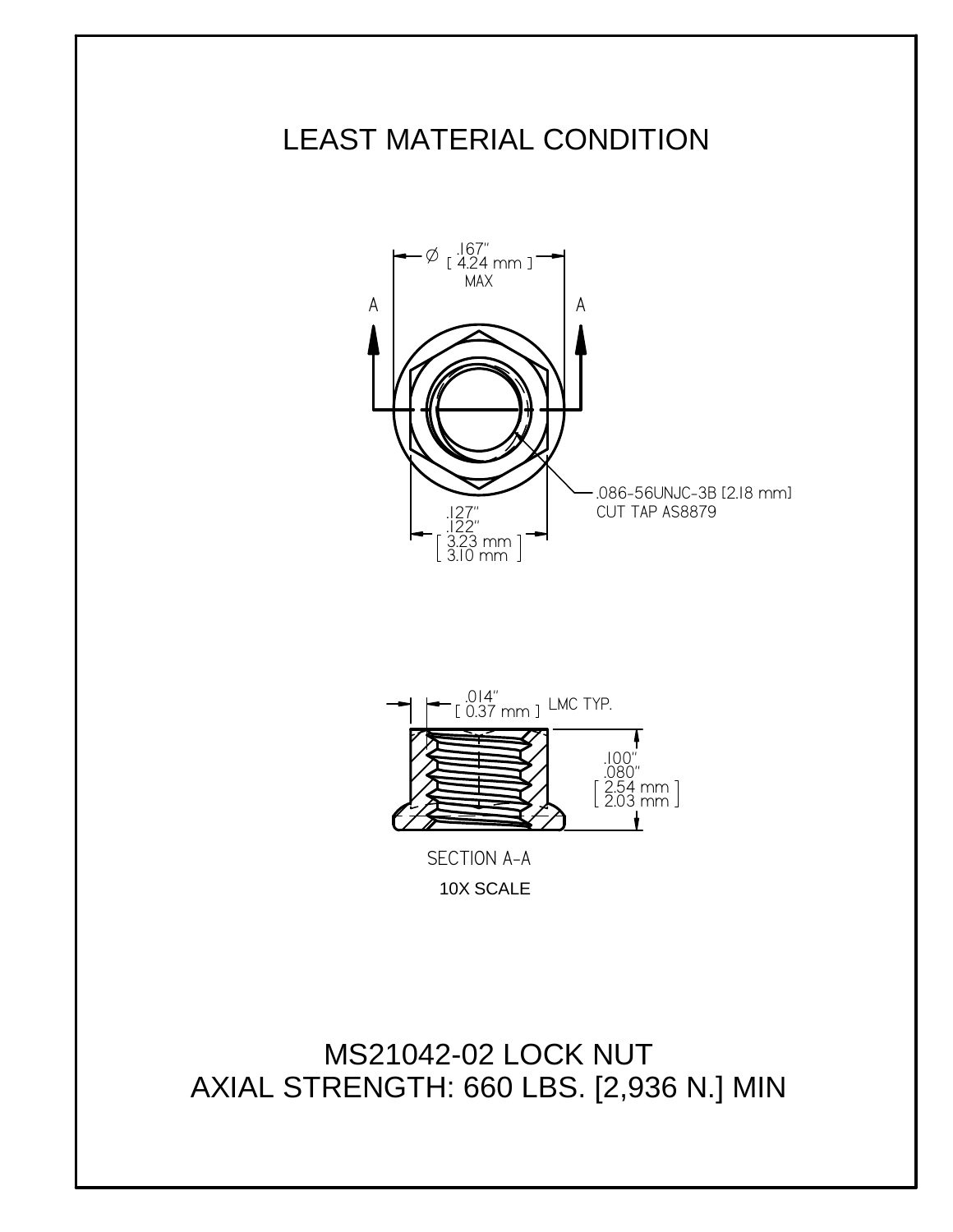# LEAST MATERIAL CONDITION

∅ .167" [ 4.24 mm ] MAX

A A

.086-56UNJC-3B [2.18 mm] CUT TAP AS8879

.127" .122" [ 3.23 mm 3.10 mm ]

.014" [ 0.37 mm ] LMC TYP.

.100" .080" [ 2.54 mm 2.03 mm ]

SECTION A-A

10X SCALE

MS21042-02 LOCK NUT

AXIAL STRENGTH: 660 LBS. [2,936 N.] MIN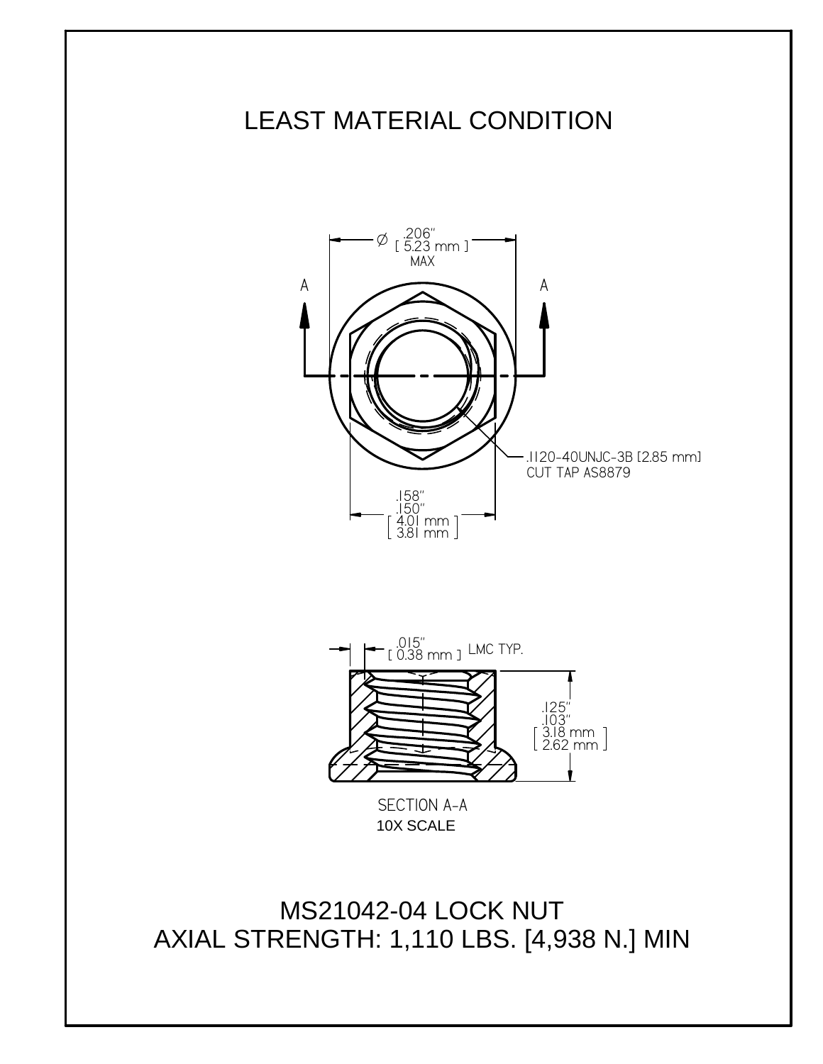# LEAST MATERIAL CONDITION

Ø .206" [ 5.23 mm ] MAX

A A

.1120-40UNJC-3B [2.85 mm]
CUT TAP AS8879

.158"
.150"
[ 4.01 mm
3.81 mm ]

.015" [ 0.38 mm ] LMC TYP.

.125"
.103"
[ 3.18 mm
2.62 mm ]

SECTION A-A
10X SCALE

MS21042-04 LOCK NUT
AXIAL STRENGTH: 1,110 LBS. [4,938 N.] MIN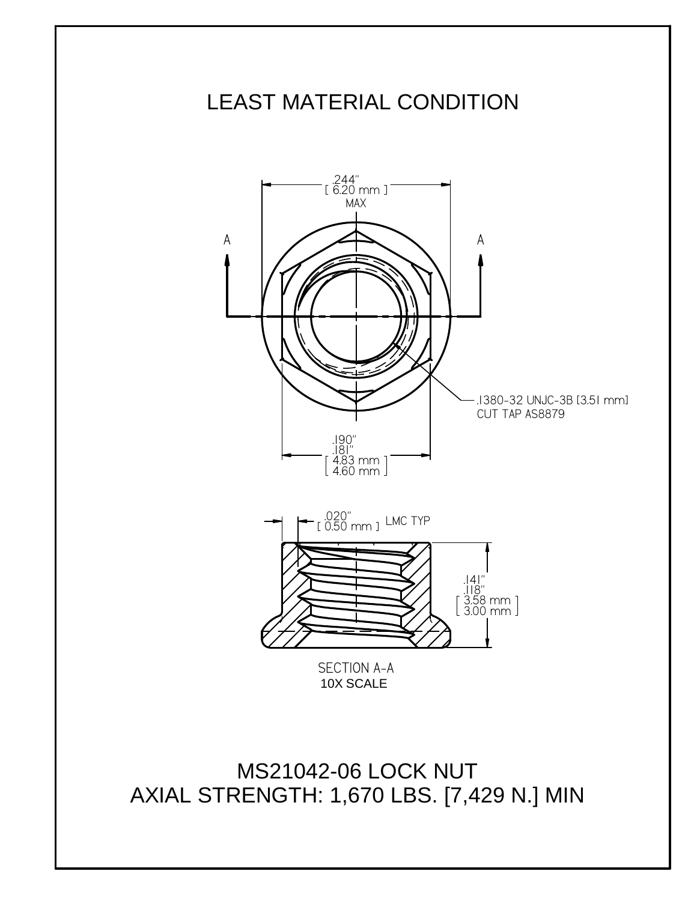# LEAST MATERIAL CONDITION

.244"
[ 6.20 mm ]
MAX

A

A

.1380-32 UNJC-3B [3.51 mm]
CUT TAP AS8879

.190"
.181"
[ 4.83 mm ]
[ 4.60 mm ]

.020"
[ 0.50 mm ] LMC TYP

.141"
.118"
[ 3.58 mm ]
[ 3.00 mm ]

SECTION A-A
10X SCALE

MS21042-06 LOCK NUT
AXIAL STRENGTH: 1,670 LBS. [7,429 N.] MIN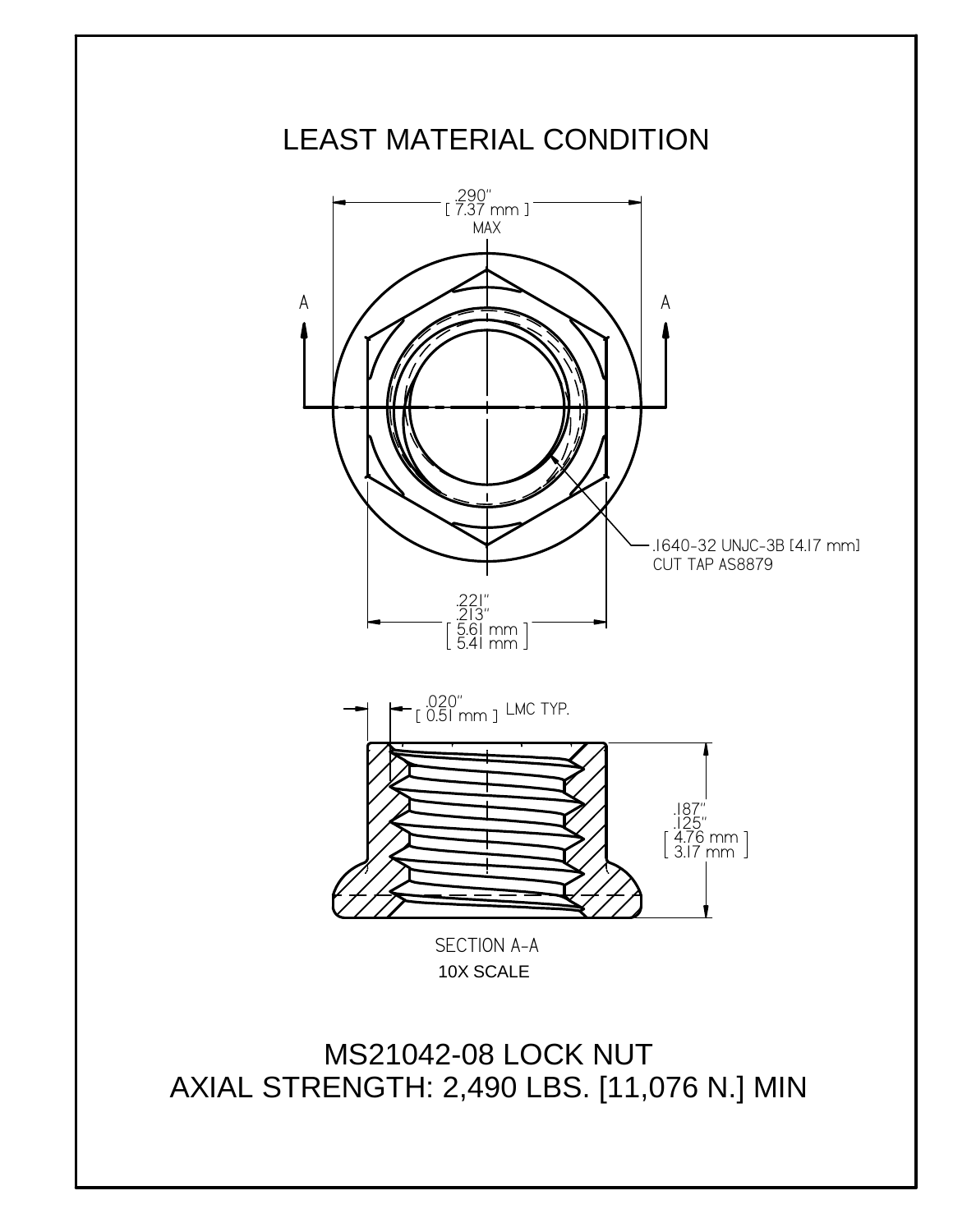# LEAST MATERIAL CONDITION

.290"
[ 7.37 mm ]
MAX

A A

.1640-32 UNJC-3B [4.17 mm]
CUT TAP AS8879

.221"
.213"
[ 5.61 mm
5.41 mm ]

.020"
[ 0.51 mm ] LMC TYP.

.187"
.125"
[ 4.76 mm
3.17 mm ]

SECTION A-A
10X SCALE

MS21042-08 LOCK NUT
AXIAL STRENGTH: 2,490 LBS. [11,076 N.] MIN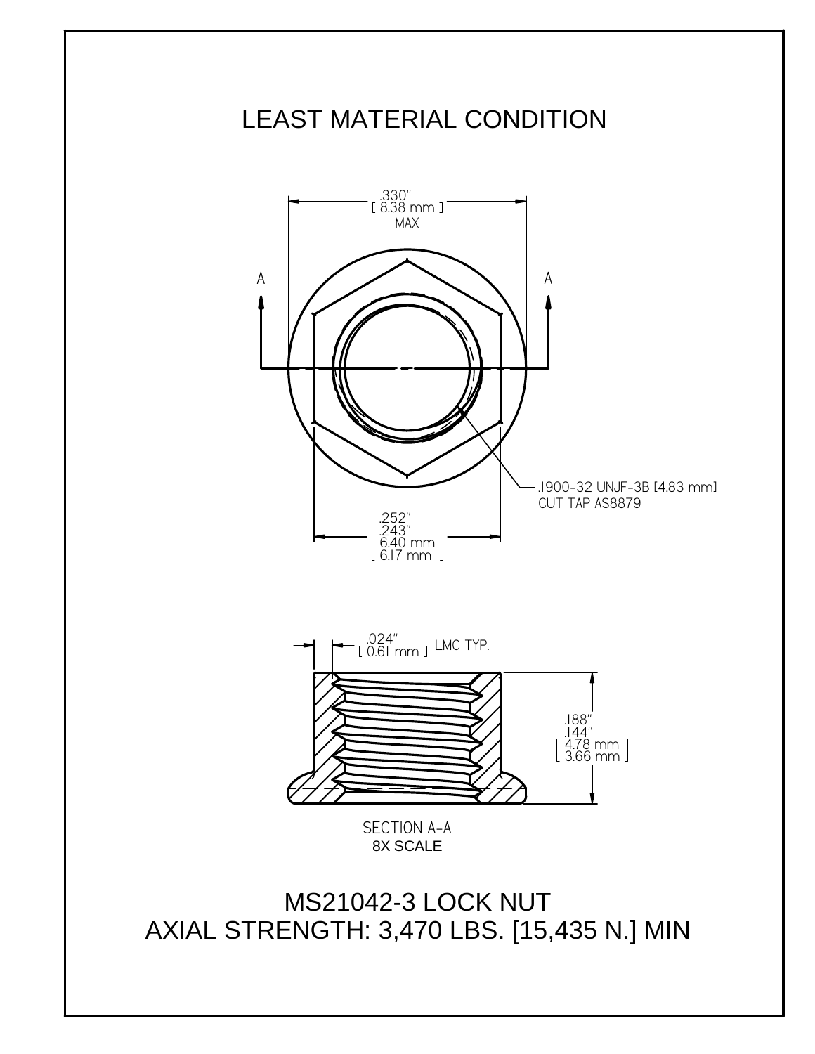# LEAST MATERIAL CONDITION

.330" [ 8.38 mm ] MAX

A A

.1900-32 UNJF-3B [4.83 mm] CUT TAP AS8879

.252" .243" [ 6.40 mm 6.17 mm ]

.024" [ 0.61 mm ] LMC TYP.

.188" .144" [ 4.78 mm 3.66 mm ]

SECTION A-A
8X SCALE

MS21042-3 LOCK NUT
AXIAL STRENGTH: 3,470 LBS. [15,435 N.] MIN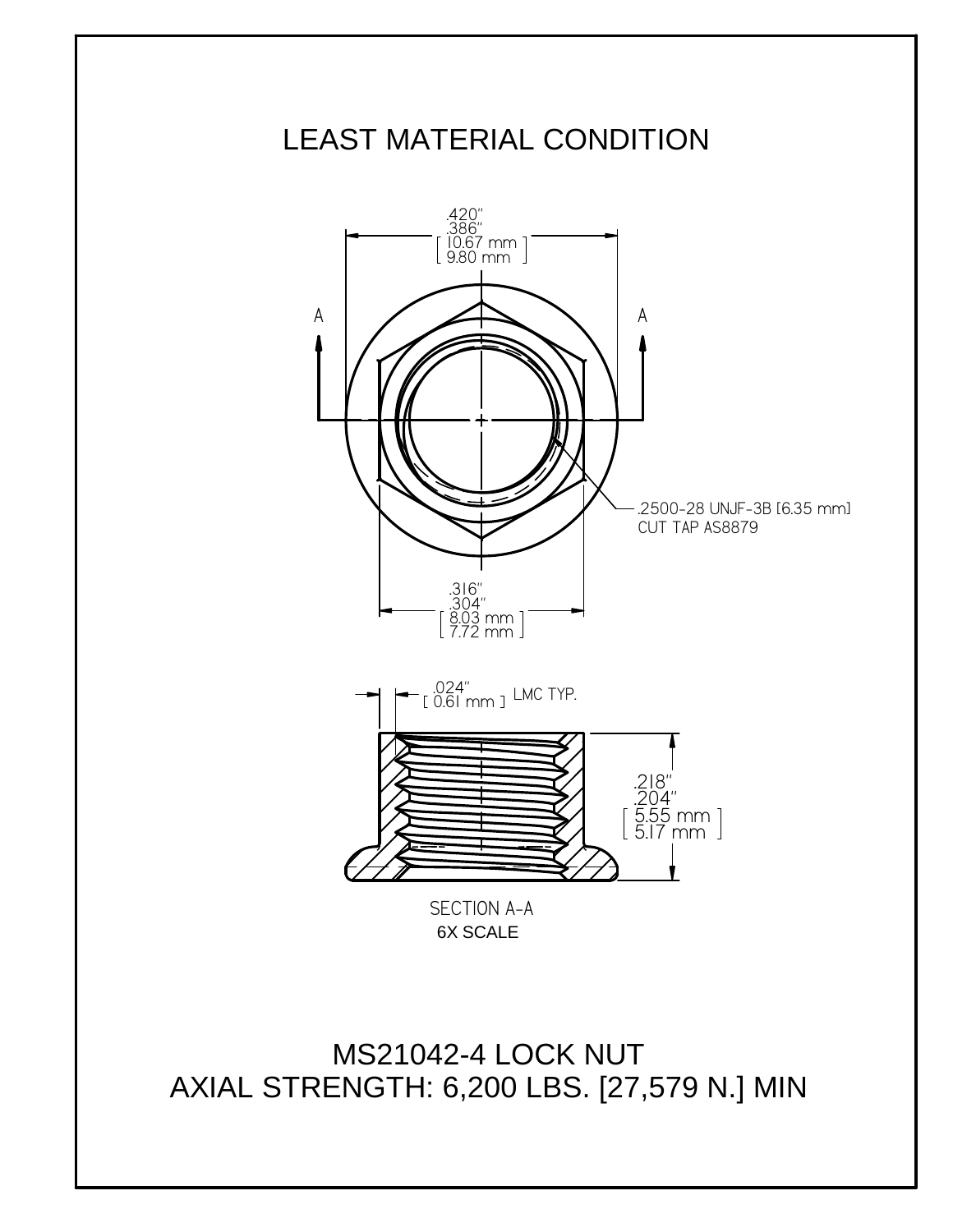# LEAST MATERIAL CONDITION

.420"
.386"
[ 10.67 mm ]
[ 9.80 mm ]

A A

.2500-28 UNJF-3B [6.35 mm]
CUT TAP AS8879

.316"
.304"
[ 8.03 mm ]
[ 7.72 mm ]

.024"
[ 0.61 mm ] LMC TYP.

.218"
.204"
[ 5.55 mm ]
[ 5.17 mm ]

SECTION A-A
6X SCALE

MS21042-4 LOCK NUT
AXIAL STRENGTH: 6,200 LBS. [27,579 N.] MIN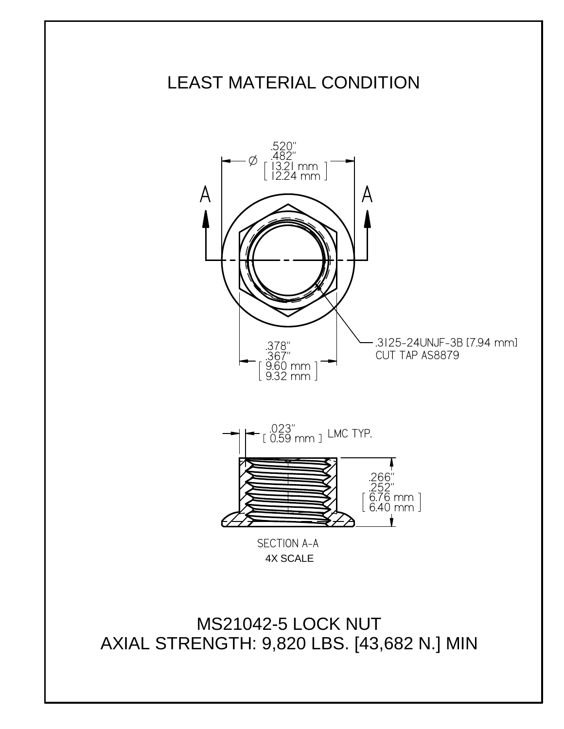# LEAST MATERIAL CONDITION

Ø .520" / .482" [ 13.21 mm / 12.24 mm ]

A A

.378" / .367" [ 9.60 mm / 9.32 mm ]

.3125-24UNJF-3B [7.94 mm]
CUT TAP AS8879

.023" [ 0.59 mm ] LMC TYP.

.266" / .252" [ 6.76 mm / 6.40 mm ]

SECTION A-A
4X SCALE

## MS21042-5 LOCK NUT
## AXIAL STRENGTH: 9,820 LBS. [43,682 N.] MIN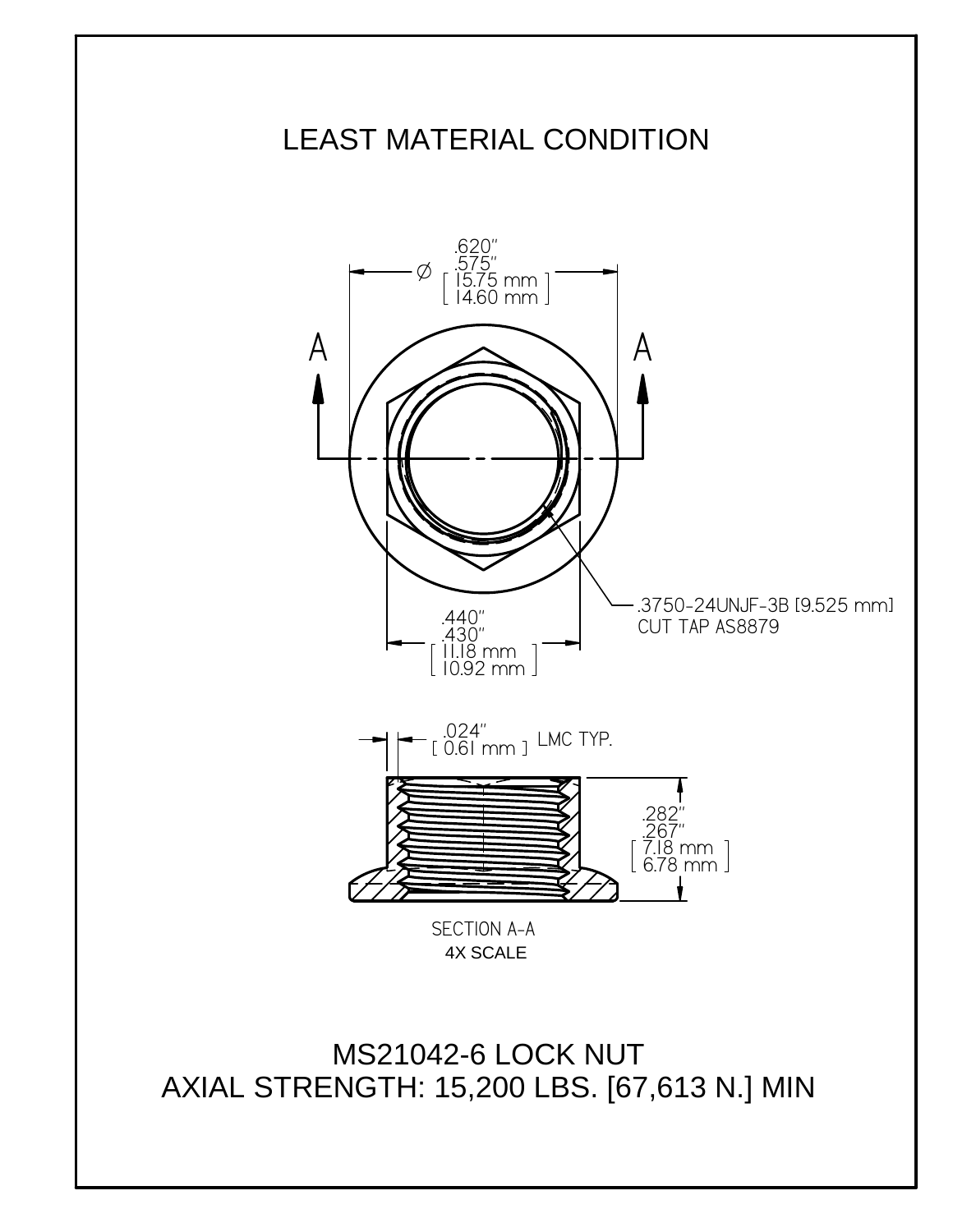# LEAST MATERIAL CONDITION

A

A

Ø .620" .575" [ 15.75 mm 14.60 mm ]

.3750-24UNJF-3B [9.525 mm] CUT TAP AS8879

.440" .430" [ 11.18 mm 10.92 mm ]

.024" [ 0.61 mm ] LMC TYP.

.282" .267" [ 7.18 mm 6.78 mm ]

SECTION A-A
4X SCALE

MS21042-6 LOCK NUT
AXIAL STRENGTH: 15,200 LBS. [67,613 N.] MIN